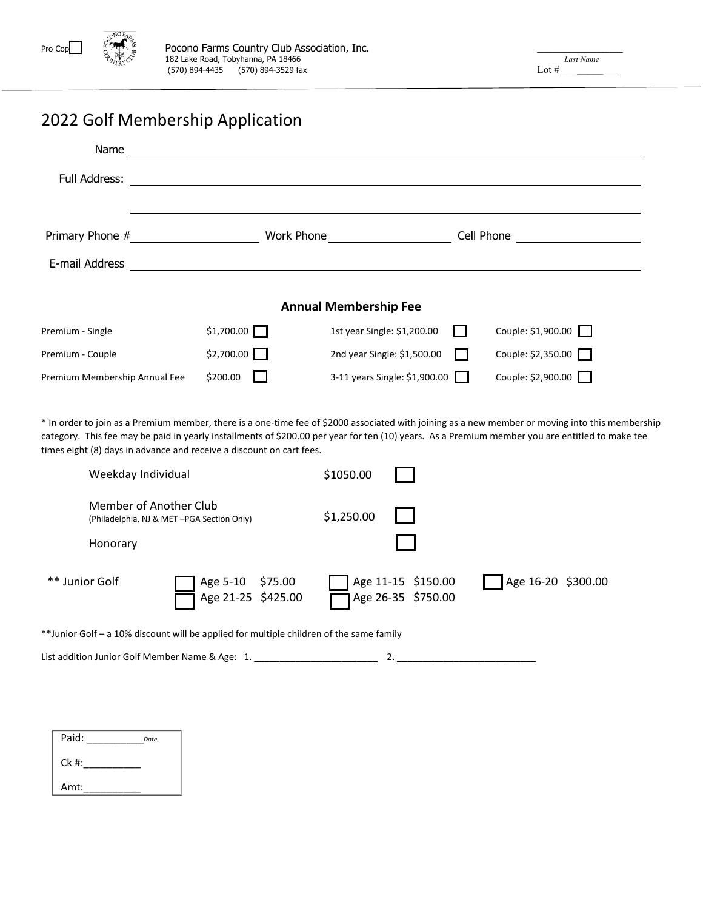Pro Cop ☐

Pocono Farms Country Club Association, Inc.
182 Lake Road, Tobyhanna, PA 18466
(570) 894-4435 (570) 894-3529 fax

_______________
*Last Name*
Lot # ___________

# 2022 Golf Membership Application

Name ________________________________________________

Full Address: ________________________________________________

________________________________________________

Primary Phone # ____________________ Work Phone ____________________ Cell Phone ____________________

E-mail Address ________________________________________________

**Annual Membership Fee**

| | | | |
|---|---|---|---|
| Premium - Single | $1,700.00 ☐ | 1st year Single: $1,200.00 ☐ | Couple: $1,900.00 ☐ |
| Premium - Couple | $2,700.00 ☐ | 2nd year Single: $1,500.00 ☐ | Couple: $2,350.00 ☐ |
| Premium Membership Annual Fee | $200.00 ☐ | 3-11 years Single: $1,900.00 ☐ | Couple: $2,900.00 ☐ |

* In order to join as a Premium member, there is a one-time fee of $2000 associated with joining as a new member or moving into this membership category. This fee may be paid in yearly installments of $200.00 per year for ten (10) years. As a Premium member you are entitled to make tee times eight (8) days in advance and receive a discount on cart fees.

| | | |
|---|---|---|
| Weekday Individual | $1050.00 | ☐ |
| Member of Another Club (Philadelphia, NJ & MET –PGA Section Only) | $1,250.00 | ☐ |
| Honorary | | ☐ |

** Junior Golf ☐ Age 5-10 $75.00 ☐ Age 11-15 $150.00 ☐ Age 16-20 $300.00
☐ Age 21-25 $425.00 ☐ Age 26-35 $750.00

**Junior Golf – a 10% discount will be applied for multiple children of the same family

List addition Junior Golf Member Name & Age: 1. ________________________ 2. ___________________________

Paid: __________ *Date*

Ck #:__________

Amt:__________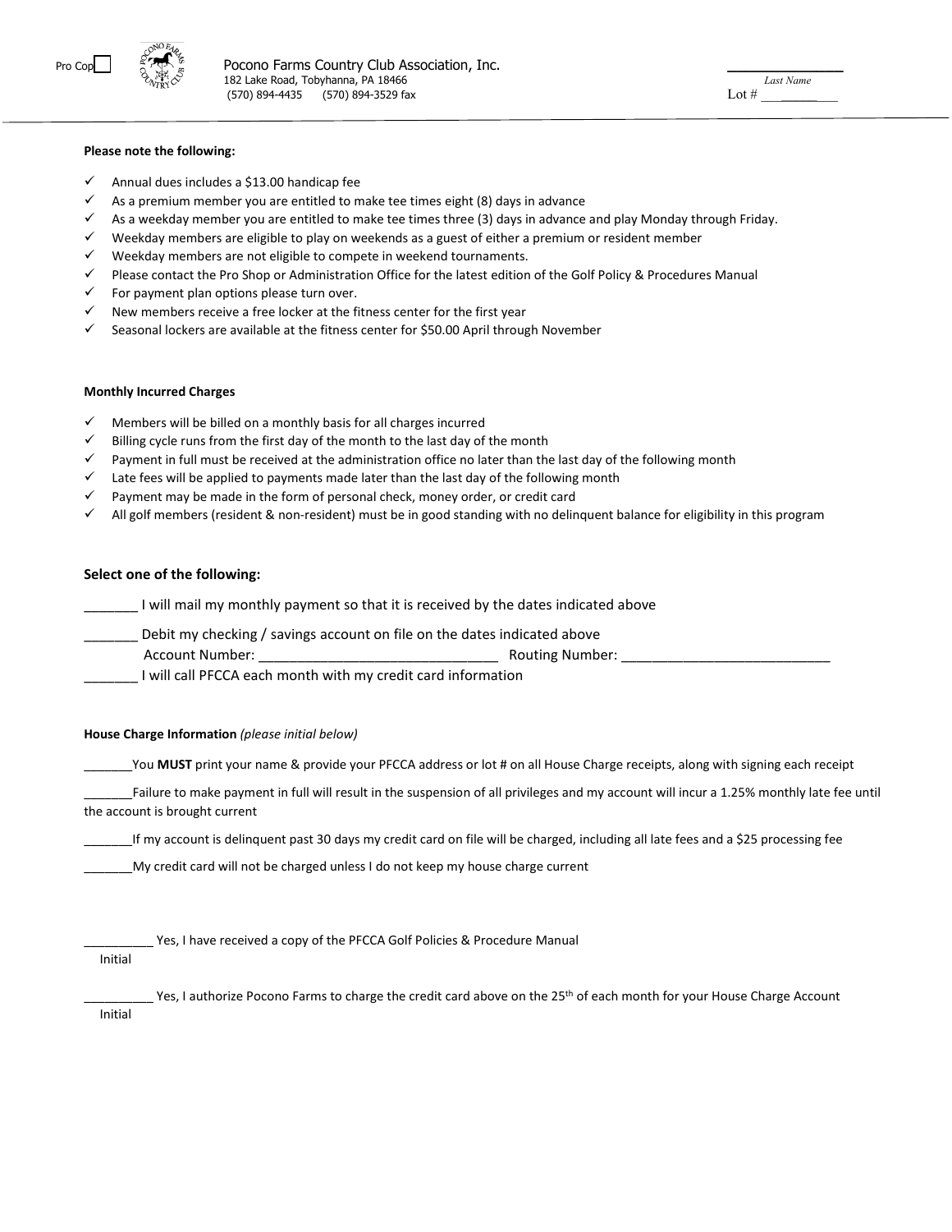Pro Cop ☐

Pocono Farms Country Club Association, Inc.
182 Lake Road, Tobyhanna, PA 18466
(570) 894-4435 (570) 894-3529 fax

_______________
*Last Name*
Lot # __________

**Please note the following:**

- ✓ Annual dues includes a $13.00 handicap fee
- ✓ As a premium member you are entitled to make tee times eight (8) days in advance
- ✓ As a weekday member you are entitled to make tee times three (3) days in advance and play Monday through Friday.
- ✓ Weekday members are eligible to play on weekends as a guest of either a premium or resident member
- ✓ Weekday members are not eligible to compete in weekend tournaments.
- ✓ Please contact the Pro Shop or Administration Office for the latest edition of the Golf Policy & Procedures Manual
- ✓ For payment plan options please turn over.
- ✓ New members receive a free locker at the fitness center for the first year
- ✓ Seasonal lockers are available at the fitness center for $50.00 April through November

**Monthly Incurred Charges**

- ✓ Members will be billed on a monthly basis for all charges incurred
- ✓ Billing cycle runs from the first day of the month to the last day of the month
- ✓ Payment in full must be received at the administration office no later than the last day of the following month
- ✓ Late fees will be applied to payments made later than the last day of the following month
- ✓ Payment may be made in the form of personal check, money order, or credit card
- ✓ All golf members (resident & non-resident) must be in good standing with no delinquent balance for eligibility in this program

**Select one of the following:**

_______ I will mail my monthly payment so that it is received by the dates indicated above

_______ Debit my checking / savings account on file on the dates indicated above
Account Number: _______________________________ Routing Number: ___________________________

_______ I will call PFCCA each month with my credit card information

**House Charge Information** *(please initial below)*

_______You **MUST** print your name & provide your PFCCA address or lot # on all House Charge receipts, along with signing each receipt

_______Failure to make payment in full will result in the suspension of all privileges and my account will incur a 1.25% monthly late fee until the account is brought current

_______If my account is delinquent past 30 days my credit card on file will be charged, including all late fees and a $25 processing fee

_______My credit card will not be charged unless I do not keep my house charge current

__________ Yes, I have received a copy of the PFCCA Golf Policies & Procedure Manual
Initial

__________ Yes, I authorize Pocono Farms to charge the credit card above on the 25th of each month for your House Charge Account
Initial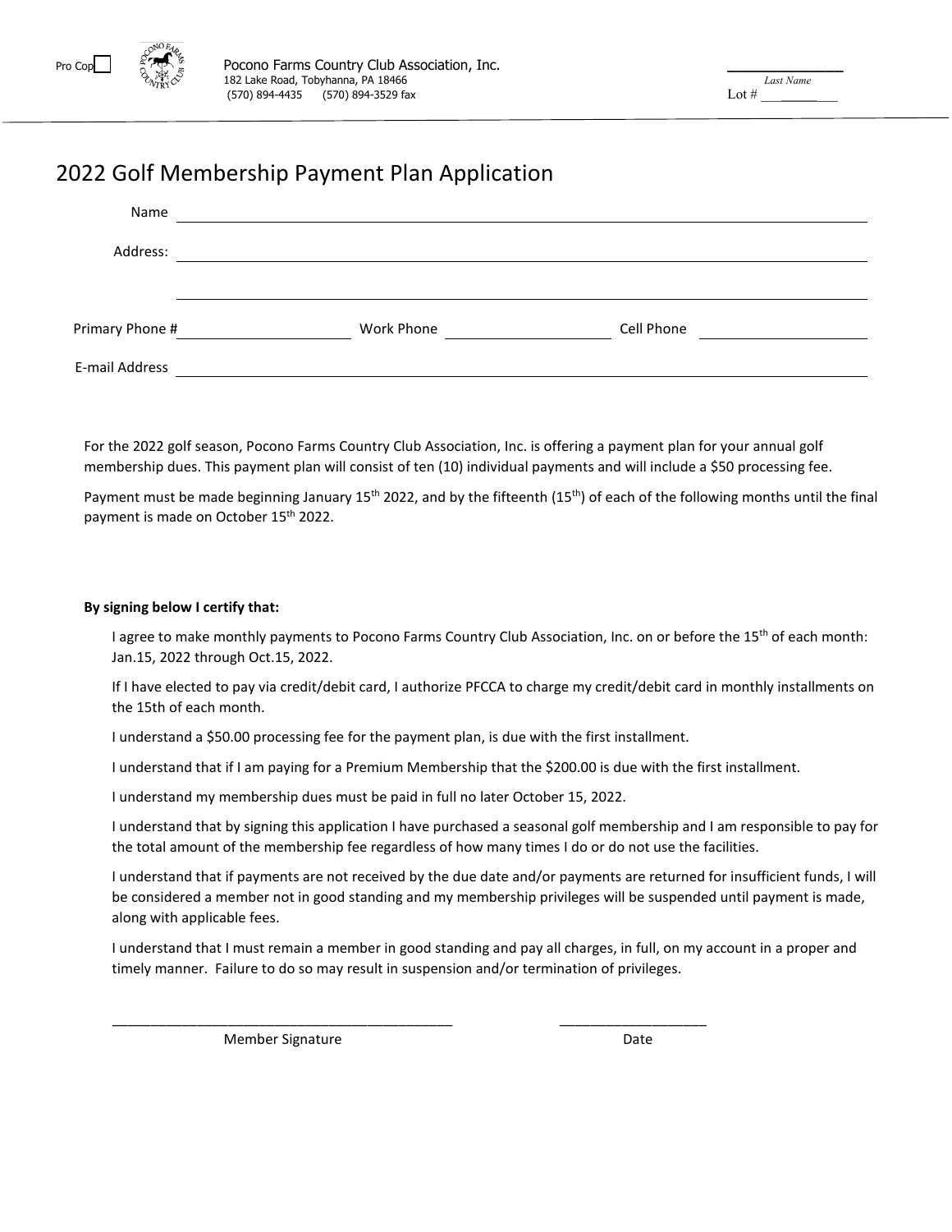Pro Cop ☐

Pocono Farms Country Club Association, Inc.
182 Lake Road, Tobyhanna, PA 18466
(570) 894-4435 (570) 894-3529 fax

_______________
*Last Name*
Lot # __________

# 2022 Golf Membership Payment Plan Application

Name ______________________________________________

Address: ______________________________________________

______________________________________________

Primary Phone # ______________ Work Phone ______________ Cell Phone ______________

E-mail Address ______________________________________________

For the 2022 golf season, Pocono Farms Country Club Association, Inc. is offering a payment plan for your annual golf membership dues. This payment plan will consist of ten (10) individual payments and will include a $50 processing fee.

Payment must be made beginning January 15th 2022, and by the fifteenth (15th) of each of the following months until the final payment is made on October 15th 2022.

**By signing below I certify that:**

I agree to make monthly payments to Pocono Farms Country Club Association, Inc. on or before the 15th of each month: Jan.15, 2022 through Oct.15, 2022.

If I have elected to pay via credit/debit card, I authorize PFCCA to charge my credit/debit card in monthly installments on the 15th of each month.

I understand a $50.00 processing fee for the payment plan, is due with the first installment.

I understand that if I am paying for a Premium Membership that the $200.00 is due with the first installment.

I understand my membership dues must be paid in full no later October 15, 2022.

I understand that by signing this application I have purchased a seasonal golf membership and I am responsible to pay for the total amount of the membership fee regardless of how many times I do or do not use the facilities.

I understand that if payments are not received by the due date and/or payments are returned for insufficient funds, I will be considered a member not in good standing and my membership privileges will be suspended until payment is made, along with applicable fees.

I understand that I must remain a member in good standing and pay all charges, in full, on my account in a proper and timely manner. Failure to do so may result in suspension and/or termination of privileges.

_____________________________________ Member Signature

___________________ Date